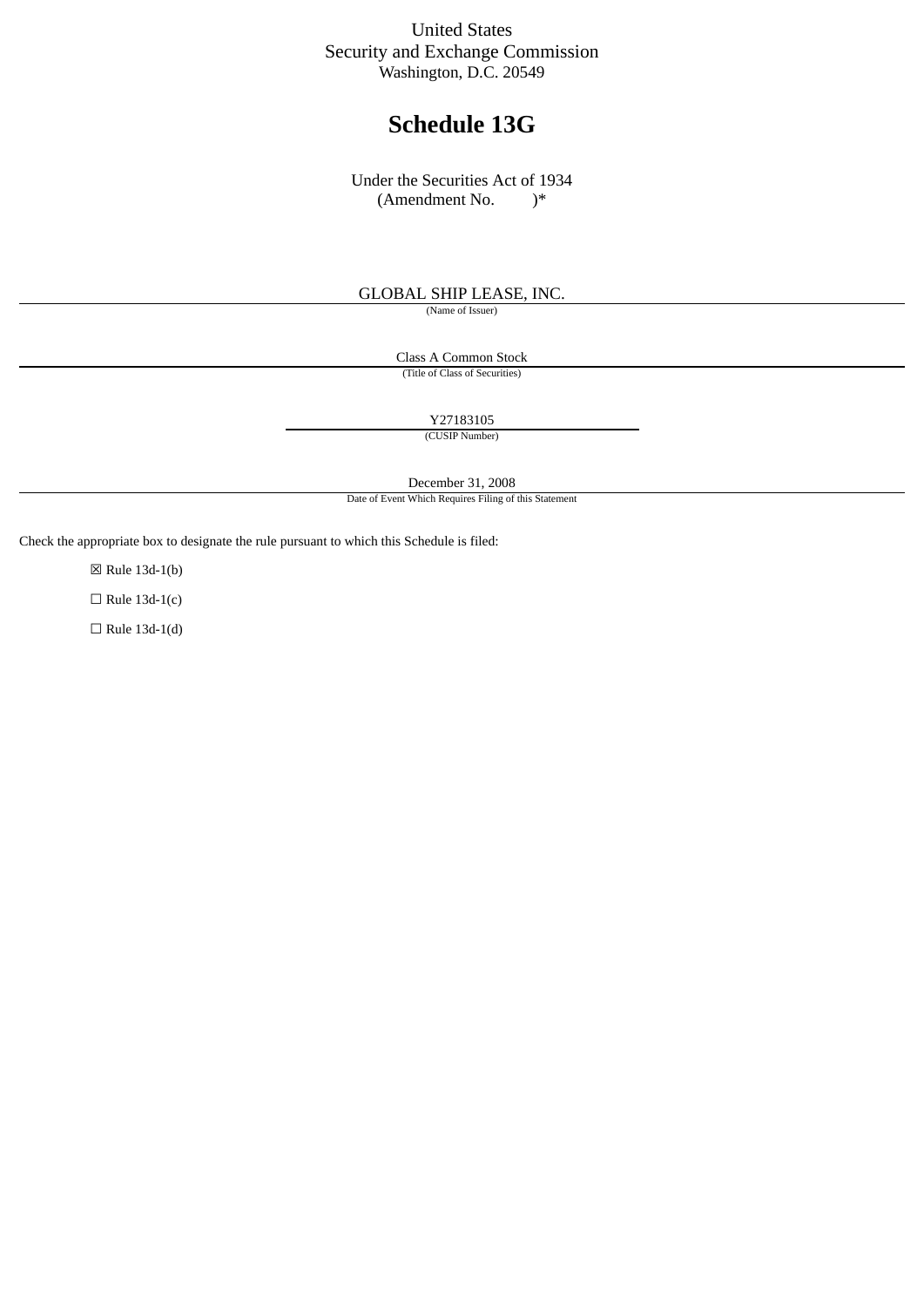United States
Security and Exchange Commission
Washington, D.C. 20549

# Schedule 13G

Under the Securities Act of 1934
(Amendment No. )*

GLOBAL SHIP LEASE, INC.
(Name of Issuer)

Class A Common Stock
(Title of Class of Securities)

Y27183105
(CUSIP Number)

December 31, 2008
Date of Event Which Requires Filing of this Statement

Check the appropriate box to designate the rule pursuant to which this Schedule is filed:

☒ Rule 13d-1(b)

☐ Rule 13d-1(c)

☐ Rule 13d-1(d)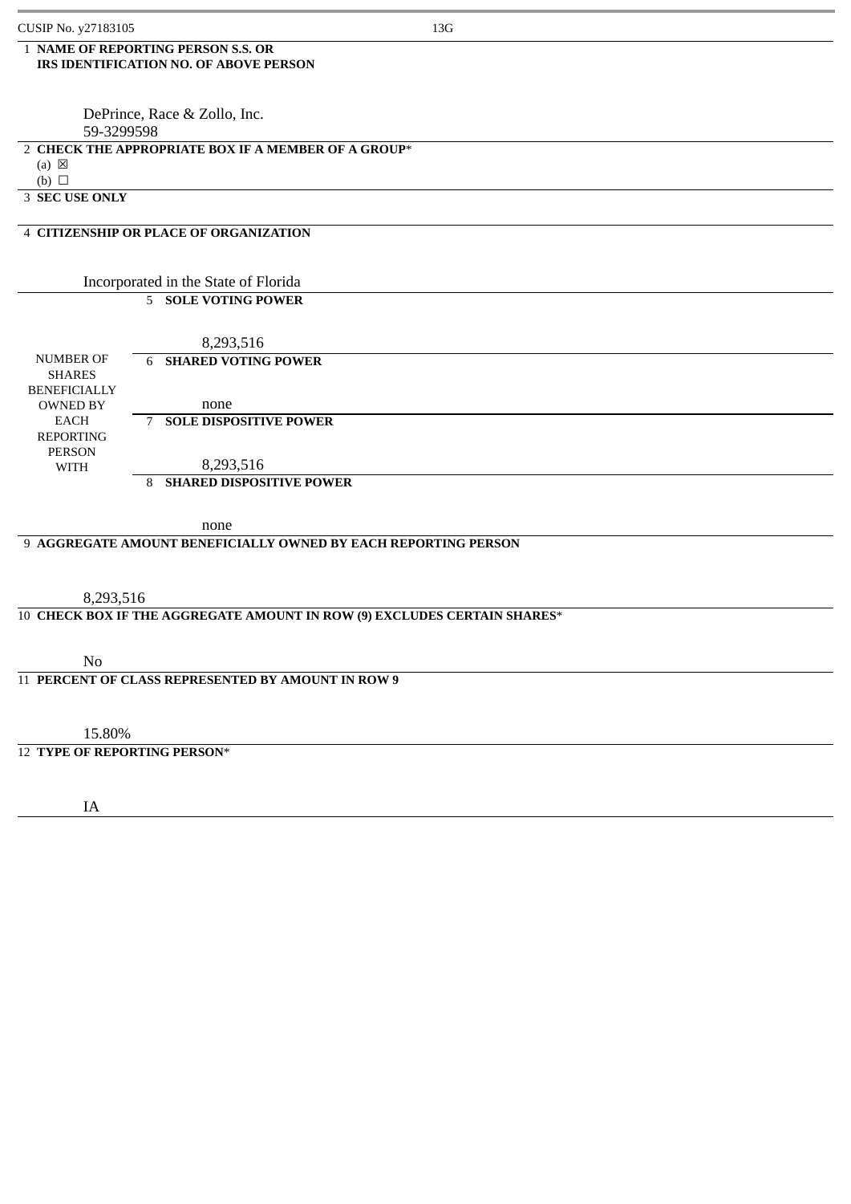CUSIP No. y27183105 13G

| | | |
|---|---|---|
| 1 | **NAME OF REPORTING PERSON S.S. OR IRS IDENTIFICATION NO. OF ABOVE PERSON**<br><br>DePrince, Race & Zollo, Inc.<br>59-3299598 | |
| 2 | **CHECK THE APPROPRIATE BOX IF A MEMBER OF A GROUP***<br>(a) ☒<br>(b) ☐ | |
| 3 | **SEC USE ONLY** | |
| 4 | **CITIZENSHIP OR PLACE OF ORGANIZATION**<br><br>Incorporated in the State of Florida | |
| NUMBER OF SHARES BENEFICIALLY OWNED BY EACH REPORTING PERSON WITH | 5 | **SOLE VOTING POWER**<br><br>8,293,516 |
| | 6 | **SHARED VOTING POWER**<br><br>none |
| | 7 | **SOLE DISPOSITIVE POWER**<br><br>8,293,516 |
| | 8 | **SHARED DISPOSITIVE POWER**<br><br>none |
| 9 | **AGGREGATE AMOUNT BENEFICIALLY OWNED BY EACH REPORTING PERSON**<br><br>8,293,516 | |
| 10 | **CHECK BOX IF THE AGGREGATE AMOUNT IN ROW (9) EXCLUDES CERTAIN SHARES***<br><br>No | |
| 11 | **PERCENT OF CLASS REPRESENTED BY AMOUNT IN ROW 9**<br><br>15.80% | |
| 12 | **TYPE OF REPORTING PERSON***<br><br>IA | |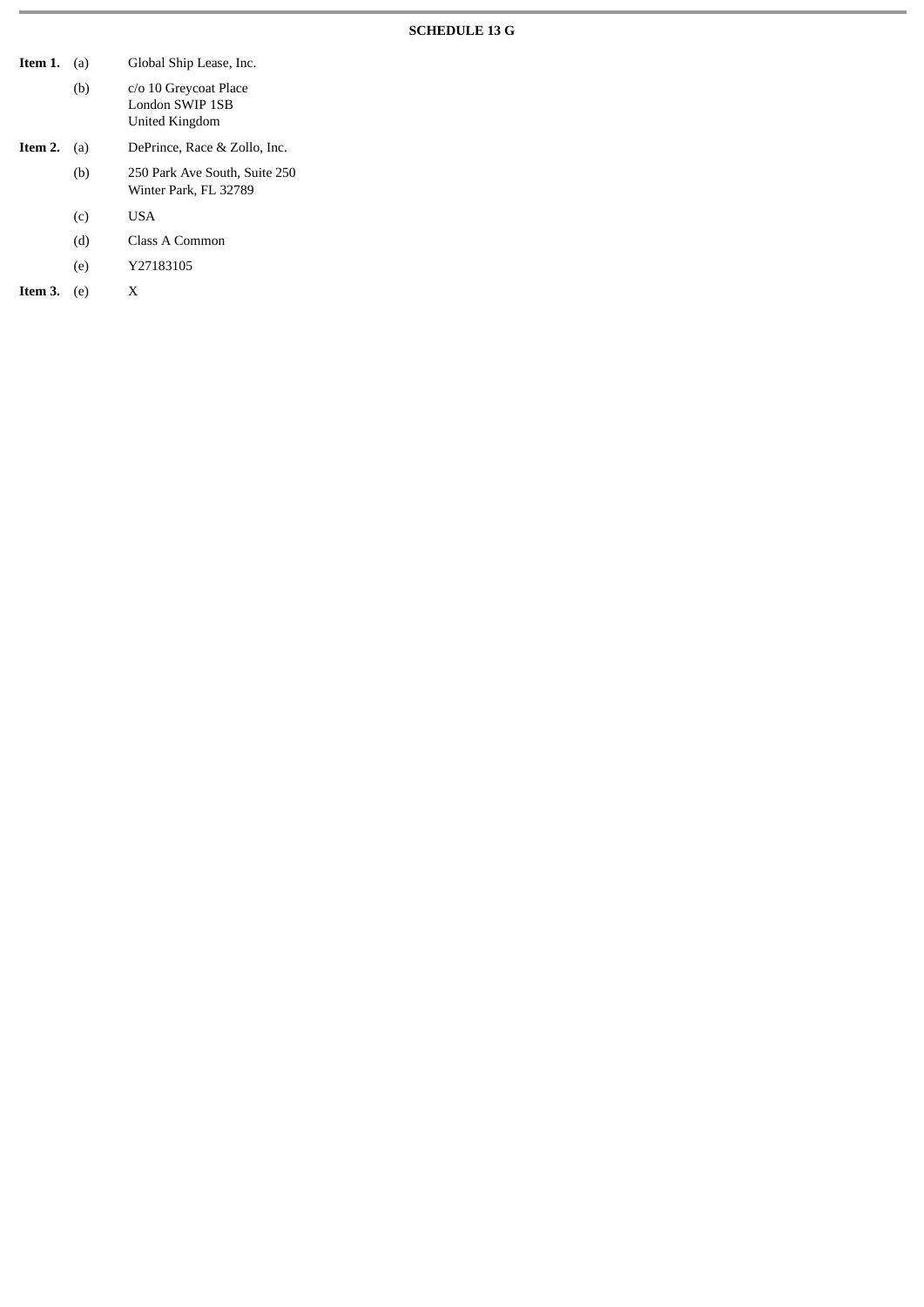**SCHEDULE 13 G**

| | | |
|---|---|---|
| **Item 1.** | (a) | Global Ship Lease, Inc. |
| | (b) | c/o 10 Greycoat Place<br>London SWIP 1SB<br>United Kingdom |
| **Item 2.** | (a) | DePrince, Race & Zollo, Inc. |
| | (b) | 250 Park Ave South, Suite 250<br>Winter Park, FL 32789 |
| | (c) | USA |
| | (d) | Class A Common |
| | (e) | Y27183105 |
| **Item 3.** | (e) | X |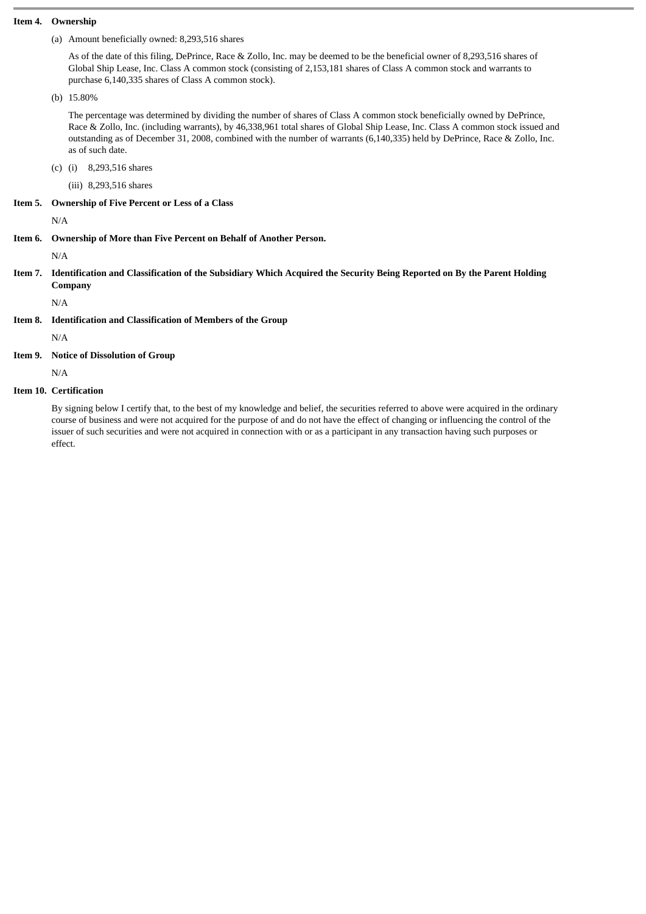**Item 4. Ownership**

(a) Amount beneficially owned: 8,293,516 shares

As of the date of this filing, DePrince, Race & Zollo, Inc. may be deemed to be the beneficial owner of 8,293,516 shares of Global Ship Lease, Inc. Class A common stock (consisting of 2,153,181 shares of Class A common stock and warrants to purchase 6,140,335 shares of Class A common stock).

(b) 15.80%

The percentage was determined by dividing the number of shares of Class A common stock beneficially owned by DePrince, Race & Zollo, Inc. (including warrants), by 46,338,961 total shares of Global Ship Lease, Inc. Class A common stock issued and outstanding as of December 31, 2008, combined with the number of warrants (6,140,335) held by DePrince, Race & Zollo, Inc. as of such date.

(c) (i) 8,293,516 shares

(iii) 8,293,516 shares

**Item 5. Ownership of Five Percent or Less of a Class**

N/A

**Item 6. Ownership of More than Five Percent on Behalf of Another Person.**

N/A

**Item 7. Identification and Classification of the Subsidiary Which Acquired the Security Being Reported on By the Parent Holding Company**

N/A

**Item 8. Identification and Classification of Members of the Group**

N/A

**Item 9. Notice of Dissolution of Group**

N/A

**Item 10. Certification**

By signing below I certify that, to the best of my knowledge and belief, the securities referred to above were acquired in the ordinary course of business and were not acquired for the purpose of and do not have the effect of changing or influencing the control of the issuer of such securities and were not acquired in connection with or as a participant in any transaction having such purposes or effect.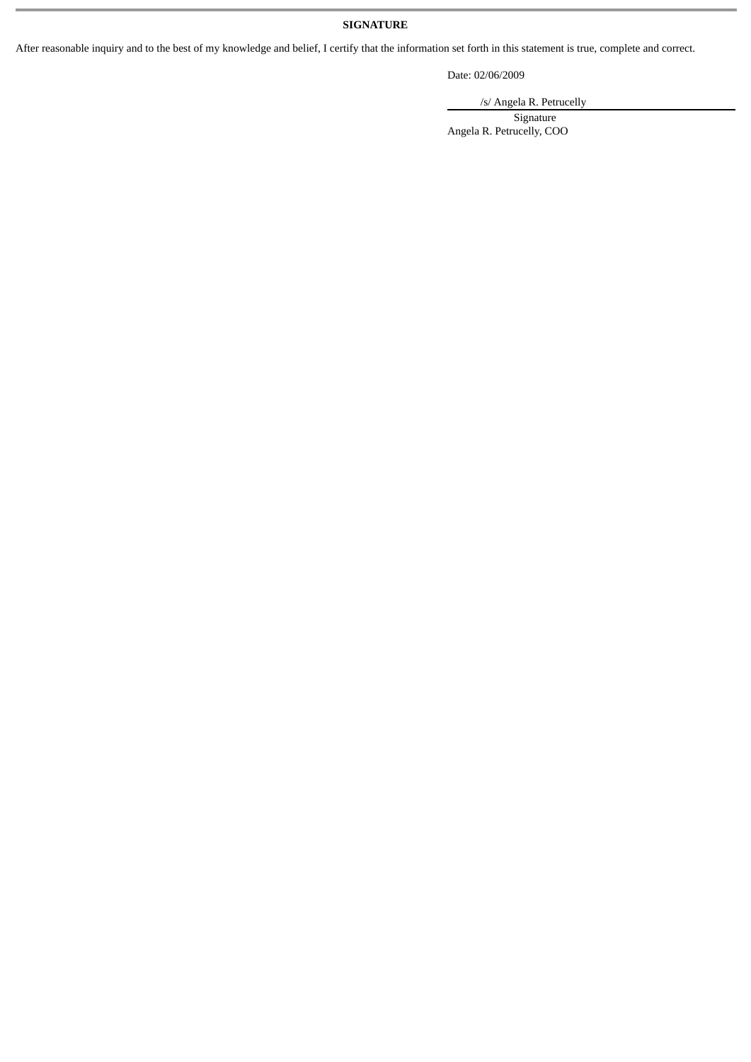**SIGNATURE**

After reasonable inquiry and to the best of my knowledge and belief, I certify that the information set forth in this statement is true, complete and correct.

Date: 02/06/2009

/s/ Angela R. Petrucelly

Signature

Angela R. Petrucelly, COO